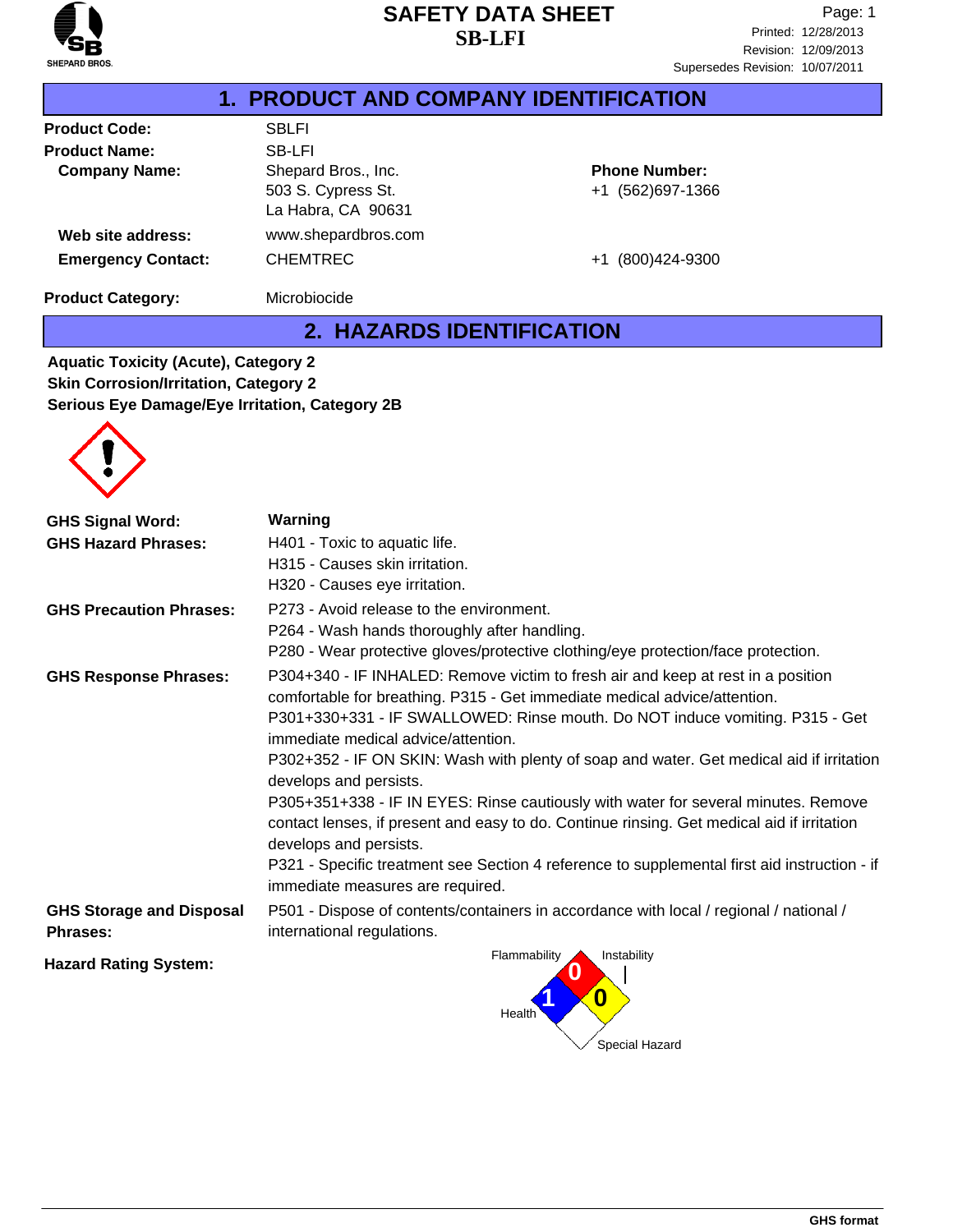# SAFETY DATA SHEET
## SB-LFI

Printed: 12/28/2013
Revision: 12/09/2013
Supersedes Revision: 10/07/2011

## 1. PRODUCT AND COMPANY IDENTIFICATION

**Product Code:** SBLFI

**Product Name:** SB-LFI

**Company Name:** Shepard Bros., Inc.
503 S. Cypress St.
La Habra, CA 90631

**Phone Number:** +1 (562)697-1366

**Web site address:** www.shepardbros.com

**Emergency Contact:** CHEMTREC +1 (800)424-9300

**Product Category:** Microbiocide

## 2. HAZARDS IDENTIFICATION

**Aquatic Toxicity (Acute), Category 2**
**Skin Corrosion/Irritation, Category 2**
**Serious Eye Damage/Eye Irritation, Category 2B**

**GHS Signal Word:** **Warning**

**GHS Hazard Phrases:**
H401 - Toxic to aquatic life.
H315 - Causes skin irritation.
H320 - Causes eye irritation.

**GHS Precaution Phrases:**
P273 - Avoid release to the environment.
P264 - Wash hands thoroughly after handling.
P280 - Wear protective gloves/protective clothing/eye protection/face protection.

**GHS Response Phrases:**
P304+340 - IF INHALED: Remove victim to fresh air and keep at rest in a position comfortable for breathing. P315 - Get immediate medical advice/attention.
P301+330+331 - IF SWALLOWED: Rinse mouth. Do NOT induce vomiting. P315 - Get immediate medical advice/attention.
P302+352 - IF ON SKIN: Wash with plenty of soap and water. Get medical aid if irritation develops and persists.
P305+351+338 - IF IN EYES: Rinse cautiously with water for several minutes. Remove contact lenses, if present and easy to do. Continue rinsing. Get medical aid if irritation develops and persists.
P321 - Specific treatment see Section 4 reference to supplemental first aid instruction - if immediate measures are required.

**GHS Storage and Disposal Phrases:**
P501 - Dispose of contents/containers in accordance with local / regional / national / international regulations.

**Hazard Rating System:**

| Health | Flammability | Instability | Special Hazard |
|---|---|---|---|
| 1 | 0 | 0 | |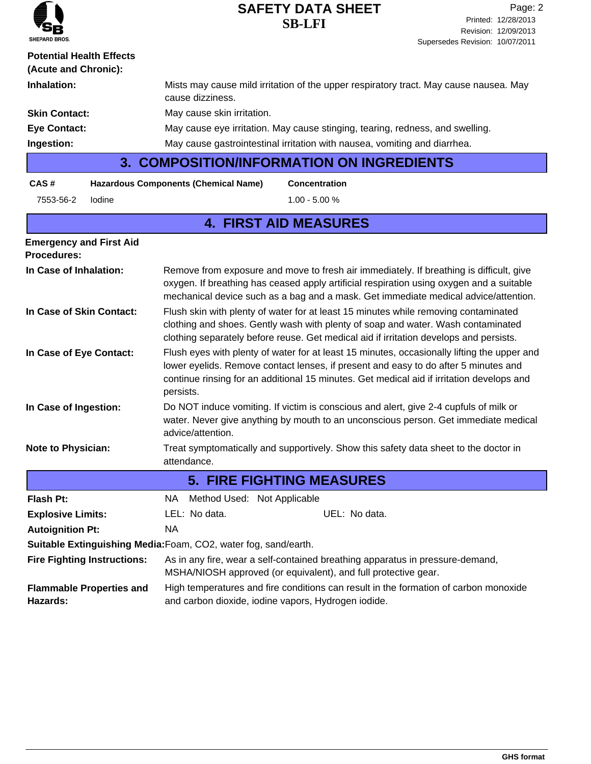**Potential Health Effects (Acute and Chronic):**

**Inhalation:** Mists may cause mild irritation of the upper respiratory tract. May cause nausea. May cause dizziness.

**Skin Contact:** May cause skin irritation.

**Eye Contact:** May cause eye irritation. May cause stinging, tearing, redness, and swelling.

**Ingestion:** May cause gastrointestinal irritation with nausea, vomiting and diarrhea.

## 3. COMPOSITION/INFORMATION ON INGREDIENTS

| CAS # | Hazardous Components (Chemical Name) | Concentration |
|---|---|---|
| 7553-56-2 | Iodine | 1.00 - 5.00 % |

## 4. FIRST AID MEASURES

**Emergency and First Aid Procedures:**

**In Case of Inhalation:** Remove from exposure and move to fresh air immediately. If breathing is difficult, give oxygen. If breathing has ceased apply artificial respiration using oxygen and a suitable mechanical device such as a bag and a mask. Get immediate medical advice/attention.

**In Case of Skin Contact:** Flush skin with plenty of water for at least 15 minutes while removing contaminated clothing and shoes. Gently wash with plenty of soap and water. Wash contaminated clothing separately before reuse. Get medical aid if irritation develops and persists.

**In Case of Eye Contact:** Flush eyes with plenty of water for at least 15 minutes, occasionally lifting the upper and lower eyelids. Remove contact lenses, if present and easy to do after 5 minutes and continue rinsing for an additional 15 minutes. Get medical aid if irritation develops and persists.

**In Case of Ingestion:** Do NOT induce vomiting. If victim is conscious and alert, give 2-4 cupfuls of milk or water. Never give anything by mouth to an unconscious person. Get immediate medical advice/attention.

**Note to Physician:** Treat symptomatically and supportively. Show this safety data sheet to the doctor in attendance.

## 5. FIRE FIGHTING MEASURES

**Flash Pt:** NA Method Used: Not Applicable

**Explosive Limits:** LEL: No data. UEL: No data.

**Autoignition Pt:** NA

**Suitable Extinguishing Media:** Foam, $CO_2$, water fog, sand/earth.

**Fire Fighting Instructions:** As in any fire, wear a self-contained breathing apparatus in pressure-demand, MSHA/NIOSH approved (or equivalent), and full protective gear.

**Flammable Properties and Hazards:** High temperatures and fire conditions can result in the formation of carbon monoxide and carbon dioxide, iodine vapors, Hydrogen iodide.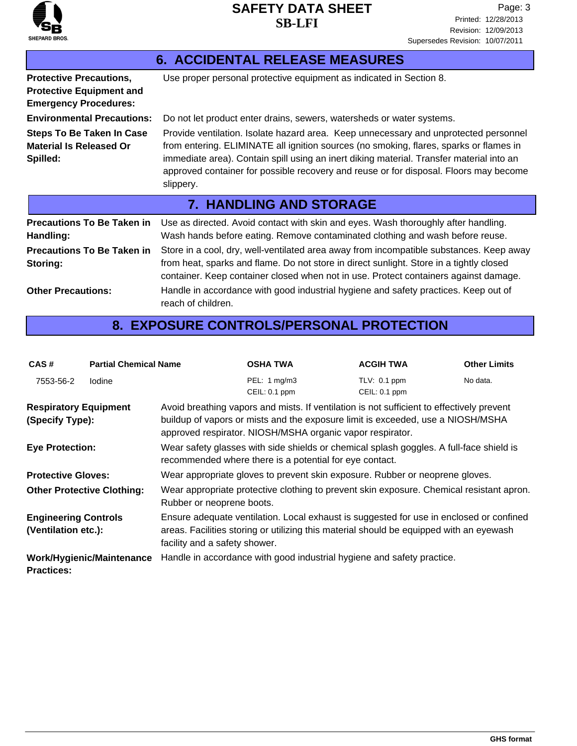## 6. ACCIDENTAL RELEASE MEASURES

**Protective Precautions, Protective Equipment and Emergency Procedures:** Use proper personal protective equipment as indicated in Section 8.

**Environmental Precautions:** Do not let product enter drains, sewers, watersheds or water systems.

**Steps To Be Taken In Case Material Is Released Or Spilled:** Provide ventilation. Isolate hazard area. Keep unnecessary and unprotected personnel from entering. ELIMINATE all ignition sources (no smoking, flares, sparks or flames in immediate area). Contain spill using an inert diking material. Transfer material into an approved container for possible recovery and reuse or for disposal. Floors may become slippery.

## 7. HANDLING AND STORAGE

**Precautions To Be Taken in Handling:** Use as directed. Avoid contact with skin and eyes. Wash thoroughly after handling. Wash hands before eating. Remove contaminated clothing and wash before reuse.

**Precautions To Be Taken in Storing:** Store in a cool, dry, well-ventilated area away from incompatible substances. Keep away from heat, sparks and flame. Do not store in direct sunlight. Store in a tightly closed container. Keep container closed when not in use. Protect containers against damage.

**Other Precautions:** Handle in accordance with good industrial hygiene and safety practices. Keep out of reach of children.

## 8. EXPOSURE CONTROLS/PERSONAL PROTECTION

| CAS # | Partial Chemical Name | OSHA TWA | ACGIH TWA | Other Limits |
|---|---|---|---|---|
| 7553-56-2 | Iodine | PEL: 1 mg/m3<br>CEIL: 0.1 ppm | TLV: 0.1 ppm<br>CEIL: 0.1 ppm | No data. |

**Respiratory Equipment (Specify Type):** Avoid breathing vapors and mists. If ventilation is not sufficient to effectively prevent buildup of vapors or mists and the exposure limit is exceeded, use a NIOSH/MSHA approved respirator. NIOSH/MSHA organic vapor respirator.

**Eye Protection:** Wear safety glasses with side shields or chemical splash goggles. A full-face shield is recommended where there is a potential for eye contact.

**Protective Gloves:** Wear appropriate gloves to prevent skin exposure. Rubber or neoprene gloves.

**Other Protective Clothing:** Wear appropriate protective clothing to prevent skin exposure. Chemical resistant apron. Rubber or neoprene boots.

**Engineering Controls (Ventilation etc.):** Ensure adequate ventilation. Local exhaust is suggested for use in enclosed or confined areas. Facilities storing or utilizing this material should be equipped with an eyewash facility and a safety shower.

**Work/Hygienic/Maintenance Practices:** Handle in accordance with good industrial hygiene and safety practice.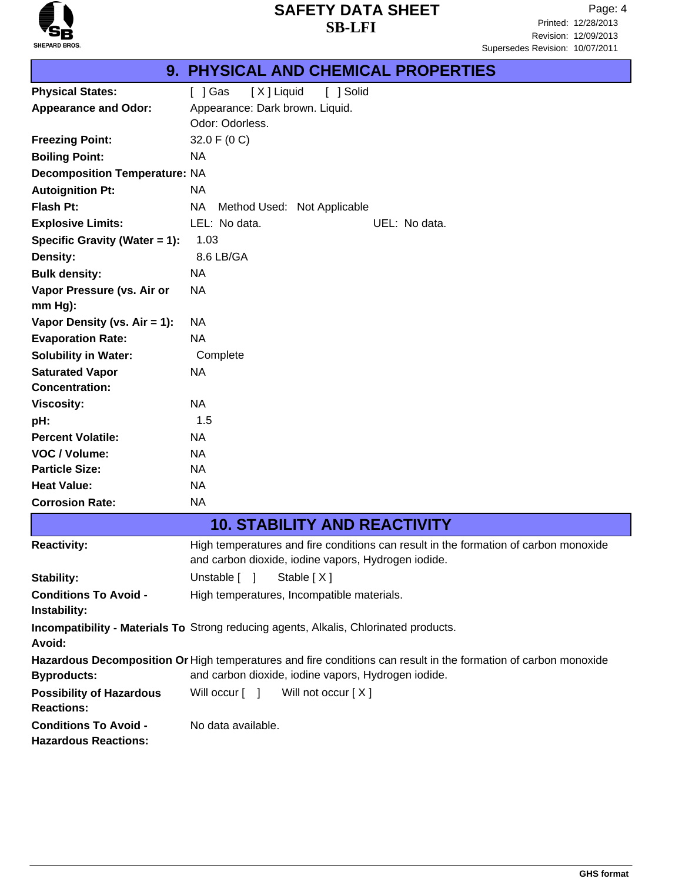## 9. PHYSICAL AND CHEMICAL PROPERTIES

| | |
|---|---|
| **Physical States:** | [ ] Gas [ X ] Liquid [ ] Solid |
| **Appearance and Odor:** | Appearance: Dark brown. Liquid.<br>Odor: Odorless. |
| **Freezing Point:** | 32.0 F (0 C) |
| **Boiling Point:** | NA |
| **Decomposition Temperature:** | NA |
| **Autoignition Pt:** | NA |
| **Flash Pt:** | NA Method Used: Not Applicable |
| **Explosive Limits:** | LEL: No data. UEL: No data. |
| **Specific Gravity (Water = 1):** | 1.03 |
| **Density:** | 8.6 LB/GA |
| **Bulk density:** | NA |
| **Vapor Pressure (vs. Air or mm Hg):** | NA |
| **Vapor Density (vs. Air = 1):** | NA |
| **Evaporation Rate:** | NA |
| **Solubility in Water:** | Complete |
| **Saturated Vapor Concentration:** | NA |
| **Viscosity:** | NA |
| **pH:** | 1.5 |
| **Percent Volatile:** | NA |
| **VOC / Volume:** | NA |
| **Particle Size:** | NA |
| **Heat Value:** | NA |
| **Corrosion Rate:** | NA |

## 10. STABILITY AND REACTIVITY

| | |
|---|---|
| **Reactivity:** | High temperatures and fire conditions can result in the formation of carbon monoxide and carbon dioxide, iodine vapors, Hydrogen iodide. |
| **Stability:** | Unstable [ ] Stable [ X ] |
| **Conditions To Avoid - Instability:** | High temperatures, Incompatible materials. |
| **Incompatibility - Materials To Avoid:** | Strong reducing agents, Alkalis, Chlorinated products. |
| **Hazardous Decomposition Or Byproducts:** | High temperatures and fire conditions can result in the formation of carbon monoxide and carbon dioxide, iodine vapors, Hydrogen iodide. |
| **Possibility of Hazardous Reactions:** | Will occur [ ] Will not occur [ X ] |
| **Conditions To Avoid - Hazardous Reactions:** | No data available. |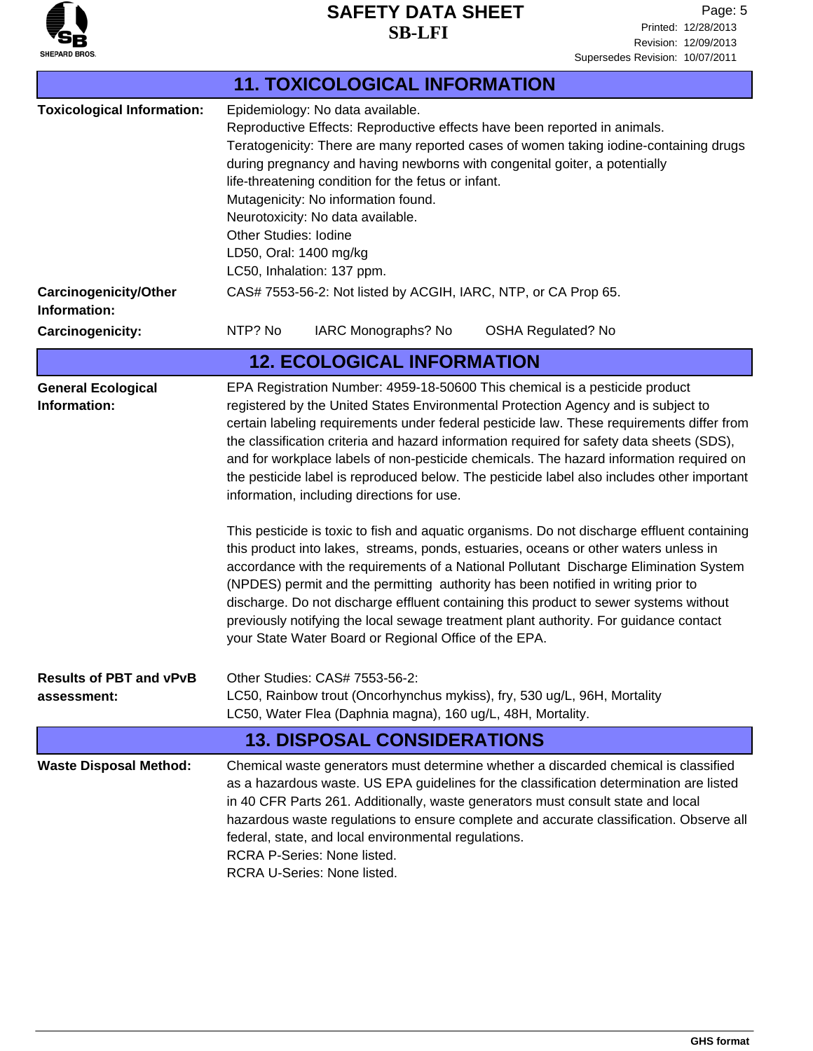## 11. TOXICOLOGICAL INFORMATION

**Toxicological Information:**

Epidemiology: No data available.
Reproductive Effects: Reproductive effects have been reported in animals.
Teratogenicity: There are many reported cases of women taking iodine-containing drugs during pregnancy and having newborns with congenital goiter, a potentially life-threatening condition for the fetus or infant.
Mutagenicity: No information found.
Neurotoxicity: No data available.
Other Studies: Iodine
LD50, Oral: 1400 mg/kg
LC50, Inhalation: 137 ppm.

**Carcinogenicity/Other Information:**

CAS# 7553-56-2: Not listed by ACGIH, IARC, NTP, or CA Prop 65.

**Carcinogenicity:**

NTP? No    IARC Monographs? No    OSHA Regulated? No

## 12. ECOLOGICAL INFORMATION

**General Ecological Information:**

EPA Registration Number: 4959-18-50600 This chemical is a pesticide product registered by the United States Environmental Protection Agency and is subject to certain labeling requirements under federal pesticide law. These requirements differ from the classification criteria and hazard information required for safety data sheets (SDS), and for workplace labels of non-pesticide chemicals. The hazard information required on the pesticide label is reproduced below. The pesticide label also includes other important information, including directions for use.

This pesticide is toxic to fish and aquatic organisms. Do not discharge effluent containing this product into lakes, streams, ponds, estuaries, oceans or other waters unless in accordance with the requirements of a National Pollutant Discharge Elimination System (NPDES) permit and the permitting authority has been notified in writing prior to discharge. Do not discharge effluent containing this product to sewer systems without previously notifying the local sewage treatment plant authority. For guidance contact your State Water Board or Regional Office of the EPA.

**Results of PBT and vPvB assessment:**

Other Studies: CAS# 7553-56-2:
LC50, Rainbow trout (Oncorhynchus mykiss), fry, 530 ug/L, 96H, Mortality
LC50, Water Flea (Daphnia magna), 160 ug/L, 48H, Mortality.

## 13. DISPOSAL CONSIDERATIONS

**Waste Disposal Method:**

Chemical waste generators must determine whether a discarded chemical is classified as a hazardous waste. US EPA guidelines for the classification determination are listed in 40 CFR Parts 261. Additionally, waste generators must consult state and local hazardous waste regulations to ensure complete and accurate classification. Observe all federal, state, and local environmental regulations.
RCRA P-Series: None listed.
RCRA U-Series: None listed.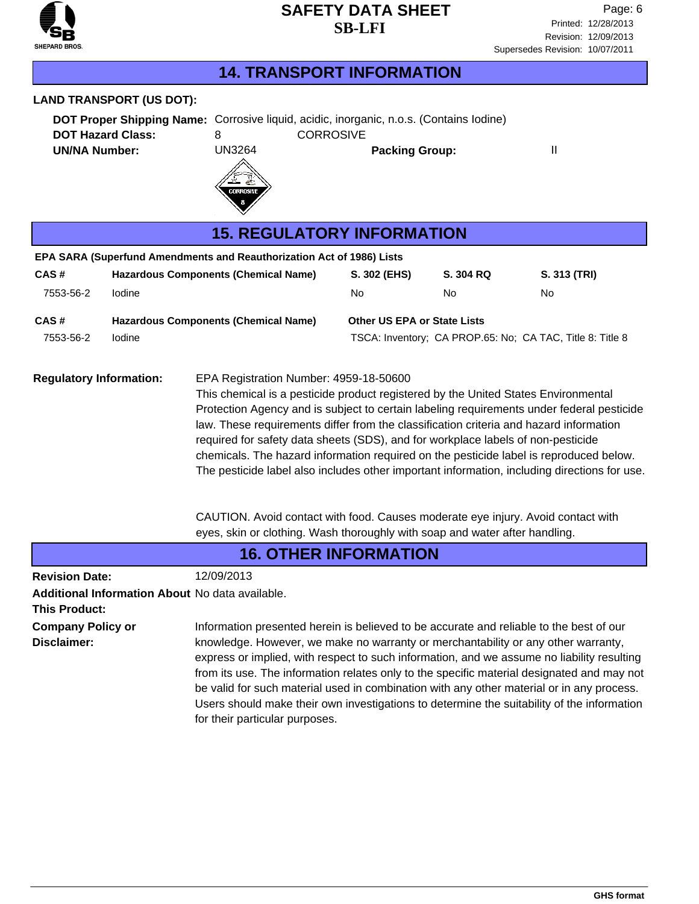## 14. TRANSPORT INFORMATION

**LAND TRANSPORT (US DOT):**

**DOT Proper Shipping Name:** Corrosive liquid, acidic, inorganic, n.o.s. (Contains Iodine)

**DOT Hazard Class:** 8 CORROSIVE

**UN/NA Number:** UN3264 **Packing Group:** II

## 15. REGULATORY INFORMATION

**EPA SARA (Superfund Amendments and Reauthorization Act of 1986) Lists**

| CAS # | Hazardous Components (Chemical Name) | S. 302 (EHS) | S. 304 RQ | S. 313 (TRI) |
|---|---|---|---|---|
| 7553-56-2 | Iodine | No | No | No |

| CAS # | Hazardous Components (Chemical Name) | Other US EPA or State Lists |
|---|---|---|
| 7553-56-2 | Iodine | TSCA: Inventory; CA PROP.65: No; CA TAC, Title 8: Title 8 |

**Regulatory Information:** EPA Registration Number: 4959-18-50600

This chemical is a pesticide product registered by the United States Environmental Protection Agency and is subject to certain labeling requirements under federal pesticide law. These requirements differ from the classification criteria and hazard information required for safety data sheets (SDS), and for workplace labels of non-pesticide chemicals. The hazard information required on the pesticide label is reproduced below. The pesticide label also includes other important information, including directions for use.

CAUTION. Avoid contact with food. Causes moderate eye injury. Avoid contact with eyes, skin or clothing. Wash thoroughly with soap and water after handling.

## 16. OTHER INFORMATION

**Revision Date:** 12/09/2013

**Additional Information About This Product:** No data available.

**Company Policy or Disclaimer:** Information presented herein is believed to be accurate and reliable to the best of our knowledge. However, we make no warranty or merchantability or any other warranty, express or implied, with respect to such information, and we assume no liability resulting from its use. The information relates only to the specific material designated and may not be valid for such material used in combination with any other material or in any process. Users should make their own investigations to determine the suitability of the information for their particular purposes.